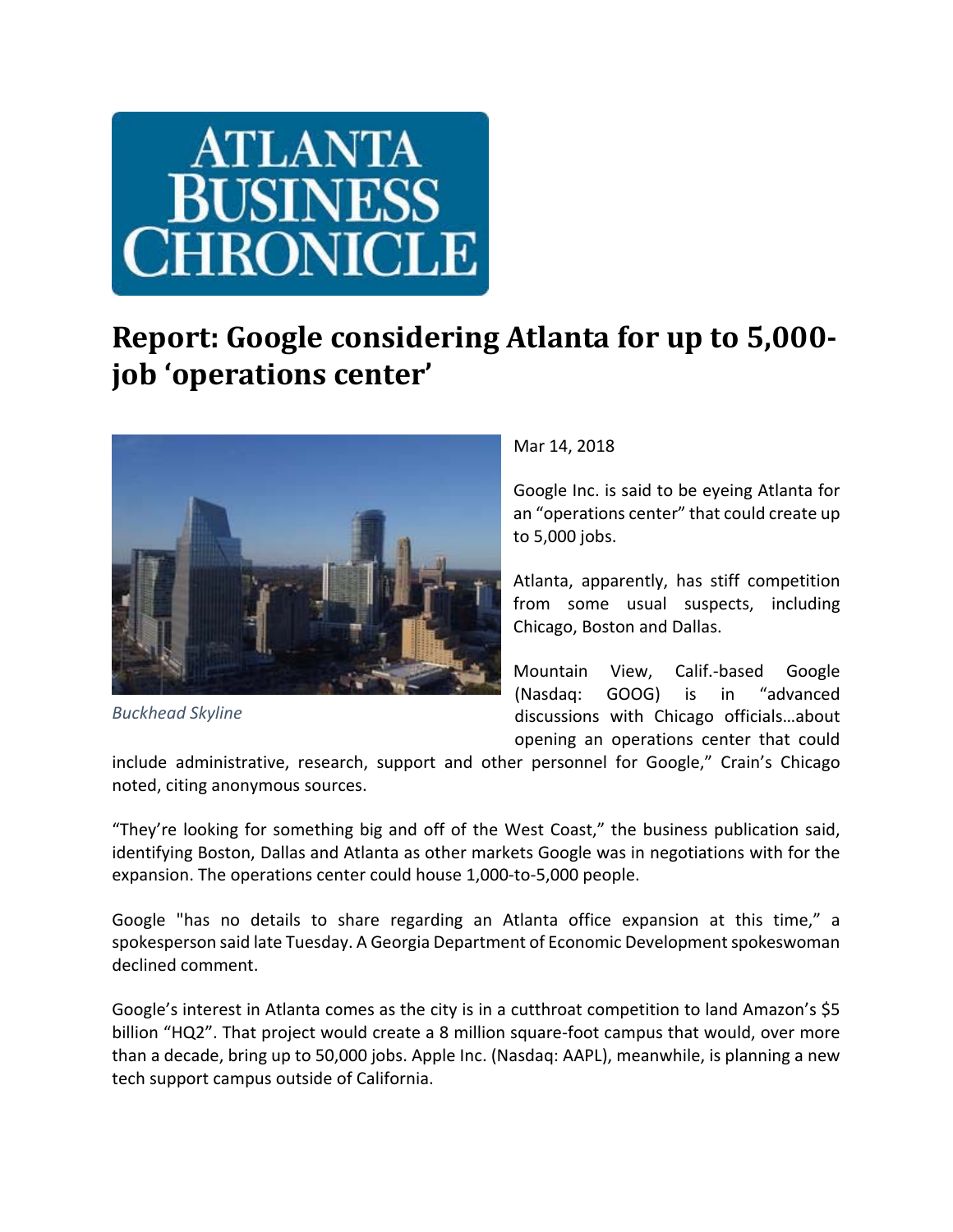ATLANTA BUSINESS CHRONICLE

# Report: Google considering Atlanta for up to 5,000-job 'operations center'

*Buckhead Skyline*

Mar 14, 2018

Google Inc. is said to be eyeing Atlanta for an "operations center" that could create up to 5,000 jobs.

Atlanta, apparently, has stiff competition from some usual suspects, including Chicago, Boston and Dallas.

Mountain View, Calif.-based Google (Nasdaq: GOOG) is in "advanced discussions with Chicago officials…about opening an operations center that could include administrative, research, support and other personnel for Google," Crain's Chicago noted, citing anonymous sources.

"They're looking for something big and off of the West Coast," the business publication said, identifying Boston, Dallas and Atlanta as other markets Google was in negotiations with for the expansion. The operations center could house 1,000-to-5,000 people.

Google "has no details to share regarding an Atlanta office expansion at this time," a spokesperson said late Tuesday. A Georgia Department of Economic Development spokeswoman declined comment.

Google's interest in Atlanta comes as the city is in a cutthroat competition to land Amazon's $5 billion "HQ2". That project would create a 8 million square-foot campus that would, over more than a decade, bring up to 50,000 jobs. Apple Inc. (Nasdaq: AAPL), meanwhile, is planning a new tech support campus outside of California.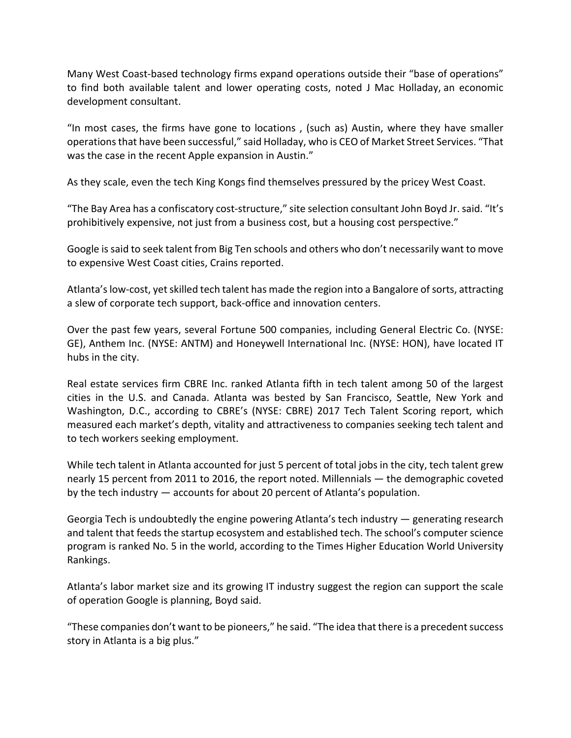Many West Coast-based technology firms expand operations outside their "base of operations" to find both available talent and lower operating costs, noted J Mac Holladay, an economic development consultant.

"In most cases, the firms have gone to locations , (such as) Austin, where they have smaller operations that have been successful," said Holladay, who is CEO of Market Street Services. "That was the case in the recent Apple expansion in Austin."

As they scale, even the tech King Kongs find themselves pressured by the pricey West Coast.

"The Bay Area has a confiscatory cost-structure," site selection consultant John Boyd Jr. said. "It's prohibitively expensive, not just from a business cost, but a housing cost perspective."

Google is said to seek talent from Big Ten schools and others who don't necessarily want to move to expensive West Coast cities, Crains reported.

Atlanta's low-cost, yet skilled tech talent has made the region into a Bangalore of sorts, attracting a slew of corporate tech support, back-office and innovation centers.

Over the past few years, several Fortune 500 companies, including General Electric Co. (NYSE: GE), Anthem Inc. (NYSE: ANTM) and Honeywell International Inc. (NYSE: HON), have located IT hubs in the city.

Real estate services firm CBRE Inc. ranked Atlanta fifth in tech talent among 50 of the largest cities in the U.S. and Canada. Atlanta was bested by San Francisco, Seattle, New York and Washington, D.C., according to CBRE's (NYSE: CBRE) 2017 Tech Talent Scoring report, which measured each market's depth, vitality and attractiveness to companies seeking tech talent and to tech workers seeking employment.

While tech talent in Atlanta accounted for just 5 percent of total jobs in the city, tech talent grew nearly 15 percent from 2011 to 2016, the report noted. Millennials — the demographic coveted by the tech industry — accounts for about 20 percent of Atlanta's population.

Georgia Tech is undoubtedly the engine powering Atlanta's tech industry — generating research and talent that feeds the startup ecosystem and established tech. The school's computer science program is ranked No. 5 in the world, according to the Times Higher Education World University Rankings.

Atlanta's labor market size and its growing IT industry suggest the region can support the scale of operation Google is planning, Boyd said.

"These companies don't want to be pioneers," he said. "The idea that there is a precedent success story in Atlanta is a big plus."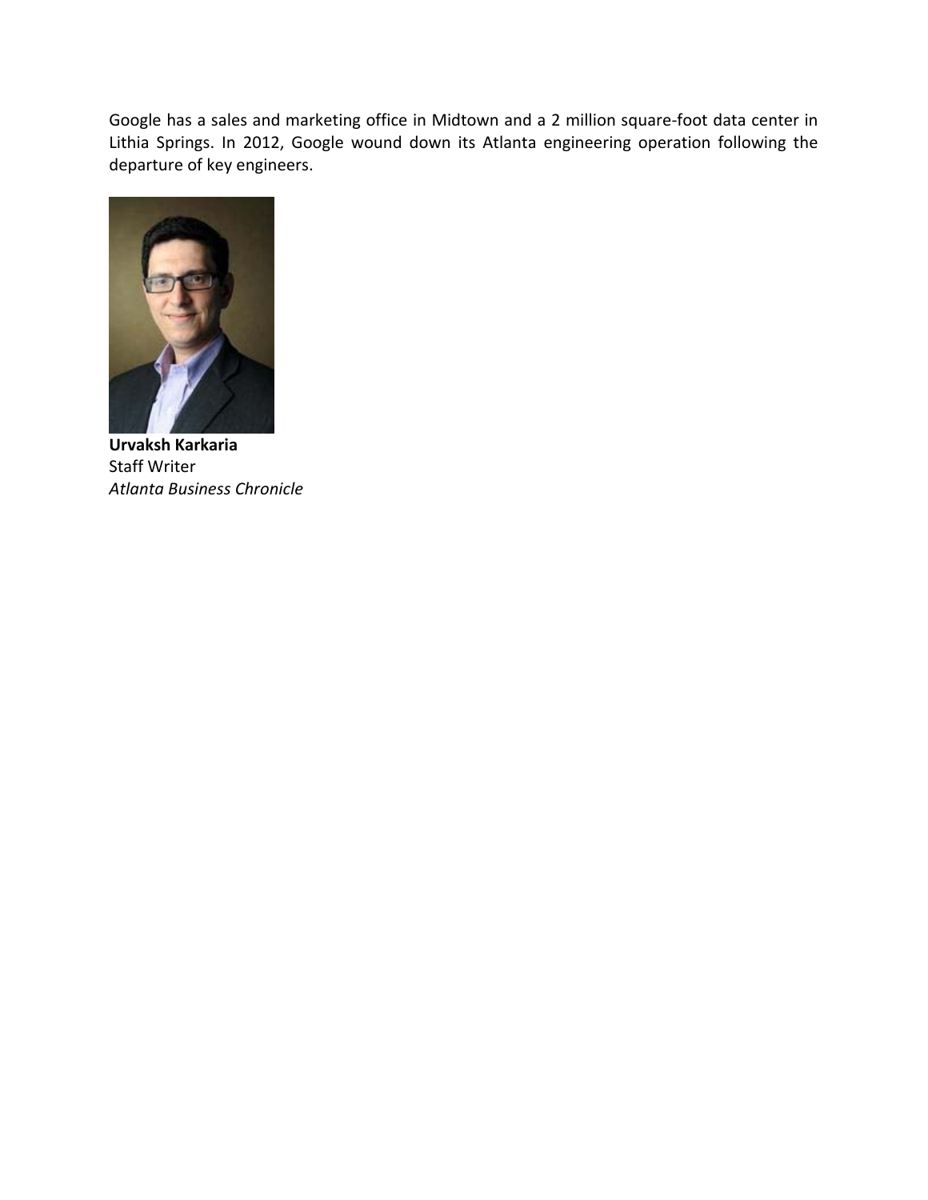Google has a sales and marketing office in Midtown and a 2 million square-foot data center in Lithia Springs. In 2012, Google wound down its Atlanta engineering operation following the departure of key engineers.

**Urvaksh Karkaria**
Staff Writer
*Atlanta Business Chronicle*